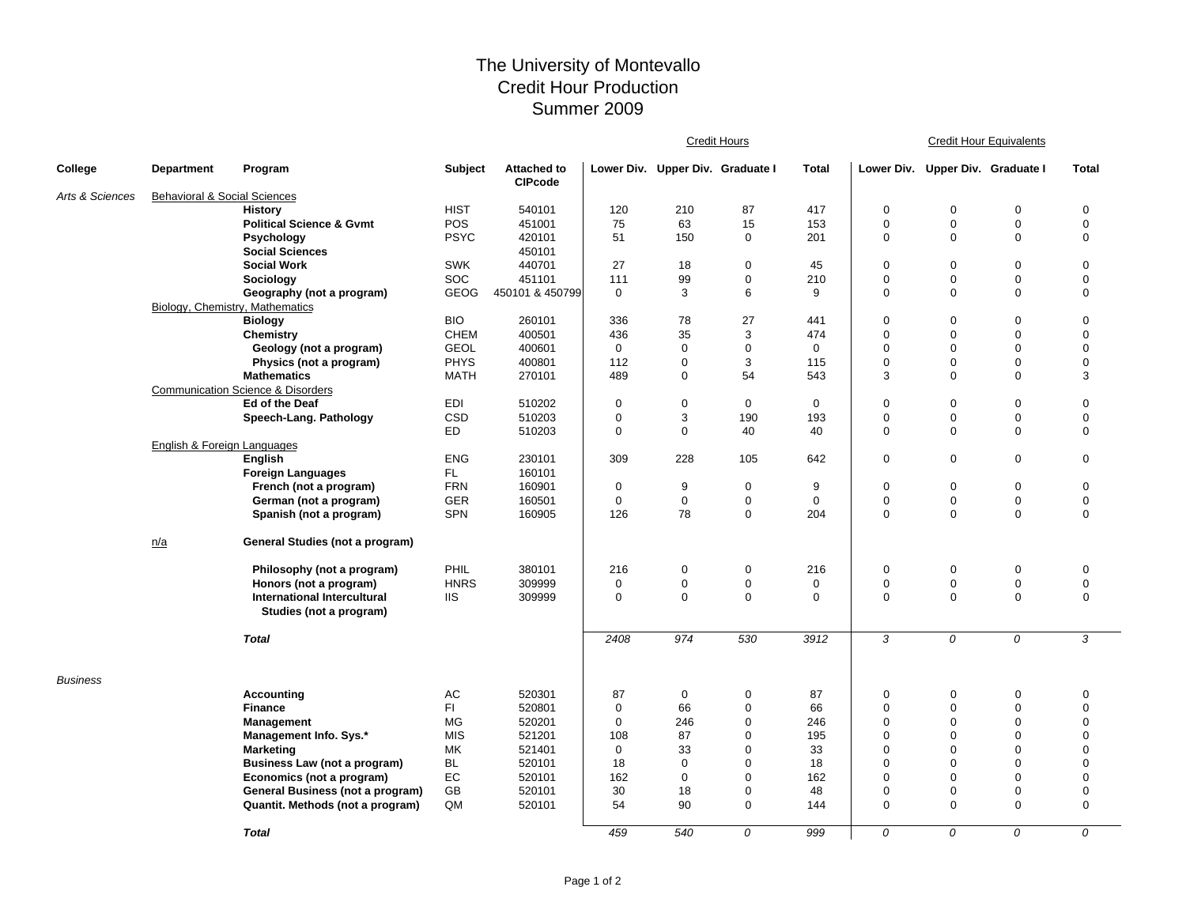# The University of Montevallo
## Credit Hour Production
### Summer 2009

| College | Department | Program | Subject | Attached to CIPcode | Credit Hours | | | | Credit Hour Equivalents | | | |
|---|---|---|---|---|---|---|---|---|---|---|---|---|
| | | | | | Lower Div. | Upper Div. | Graduate I | Total | Lower Div. | Upper Div. | Graduate I | Total |
| *Arts & Sciences* | Behavioral & Social Sciences | | | | | | | | | | | |
| | | **History** | HIST | 540101 | 120 | 210 | 87 | 417 | 0 | 0 | 0 | 0 |
| | | **Political Science & Gvmt** | POS | 451001 | 75 | 63 | 15 | 153 | 0 | 0 | 0 | 0 |
| | | **Psychology** | PSYC | 420101 | 51 | 150 | 0 | 201 | 0 | 0 | 0 | 0 |
| | | **Social Sciences** | | 450101 | | | | | | | | |
| | | **Social Work** | SWK | 440701 | 27 | 18 | 0 | 45 | 0 | 0 | 0 | 0 |
| | | **Sociology** | SOC | 451101 | 111 | 99 | 0 | 210 | 0 | 0 | 0 | 0 |
| | | **Geography (not a program)** | GEOG | 450101 & 450799 | 0 | 3 | 6 | 9 | 0 | 0 | 0 | 0 |
| | Biology, Chemistry, Mathematics | | | | | | | | | | | |
| | | **Biology** | BIO | 260101 | 336 | 78 | 27 | 441 | 0 | 0 | 0 | 0 |
| | | **Chemistry** | CHEM | 400501 | 436 | 35 | 3 | 474 | 0 | 0 | 0 | 0 |
| | | **Geology (not a program)** | GEOL | 400601 | 0 | 0 | 0 | 0 | 0 | 0 | 0 | 0 |
| | | **Physics (not a program)** | PHYS | 400801 | 112 | 0 | 3 | 115 | 0 | 0 | 0 | 0 |
| | | **Mathematics** | MATH | 270101 | 489 | 0 | 54 | 543 | 3 | 0 | 0 | 3 |
| | Communication Science & Disorders | | | | | | | | | | | |
| | | **Ed of the Deaf** | EDI | 510202 | 0 | 0 | 0 | 0 | 0 | 0 | 0 | 0 |
| | | **Speech-Lang. Pathology** | CSD | 510203 | 0 | 3 | 190 | 193 | 0 | 0 | 0 | 0 |
| | | | ED | 510203 | 0 | 0 | 40 | 40 | 0 | 0 | 0 | 0 |
| | English & Foreign Languages | | | | | | | | | | | |
| | | **English** | ENG | 230101 | 309 | 228 | 105 | 642 | 0 | 0 | 0 | 0 |
| | | **Foreign Languages** | FL | 160101 | | | | | | | | |
| | | **French (not a program)** | FRN | 160901 | 0 | 9 | 0 | 9 | 0 | 0 | 0 | 0 |
| | | **German (not a program)** | GER | 160501 | 0 | 0 | 0 | 0 | 0 | 0 | 0 | 0 |
| | | **Spanish (not a program)** | SPN | 160905 | 126 | 78 | 0 | 204 | 0 | 0 | 0 | 0 |
| | n/a | **General Studies (not a program)** | | | | | | | | | | |
| | | **Philosophy (not a program)** | PHIL | 380101 | 216 | 0 | 0 | 216 | 0 | 0 | 0 | 0 |
| | | **Honors (not a program)** | HNRS | 309999 | 0 | 0 | 0 | 0 | 0 | 0 | 0 | 0 |
| | | **International Intercultural Studies (not a program)** | IIS | 309999 | 0 | 0 | 0 | 0 | 0 | 0 | 0 | 0 |
| | | ***Total*** | | | *2408* | *974* | *530* | *3912* | *3* | *0* | *0* | *3* |
| *Business* | | | | | | | | | | | | |
| | | **Accounting** | AC | 520301 | 87 | 0 | 0 | 87 | 0 | 0 | 0 | 0 |
| | | **Finance** | FI | 520801 | 0 | 66 | 0 | 66 | 0 | 0 | 0 | 0 |
| | | **Management** | MG | 520201 | 0 | 246 | 0 | 246 | 0 | 0 | 0 | 0 |
| | | **Management Info. Sys.*** | MIS | 521201 | 108 | 87 | 0 | 195 | 0 | 0 | 0 | 0 |
| | | **Marketing** | MK | 521401 | 0 | 33 | 0 | 33 | 0 | 0 | 0 | 0 |
| | | **Business Law (not a program)** | BL | 520101 | 18 | 0 | 0 | 18 | 0 | 0 | 0 | 0 |
| | | **Economics (not a program)** | EC | 520101 | 162 | 0 | 0 | 162 | 0 | 0 | 0 | 0 |
| | | **General Business (not a program)** | GB | 520101 | 30 | 18 | 0 | 48 | 0 | 0 | 0 | 0 |
| | | **Quantit. Methods (not a program)** | QM | 520101 | 54 | 90 | 0 | 144 | 0 | 0 | 0 | 0 |
| | | ***Total*** | | | *459* | *540* | *0* | *999* | *0* | *0* | *0* | *0* |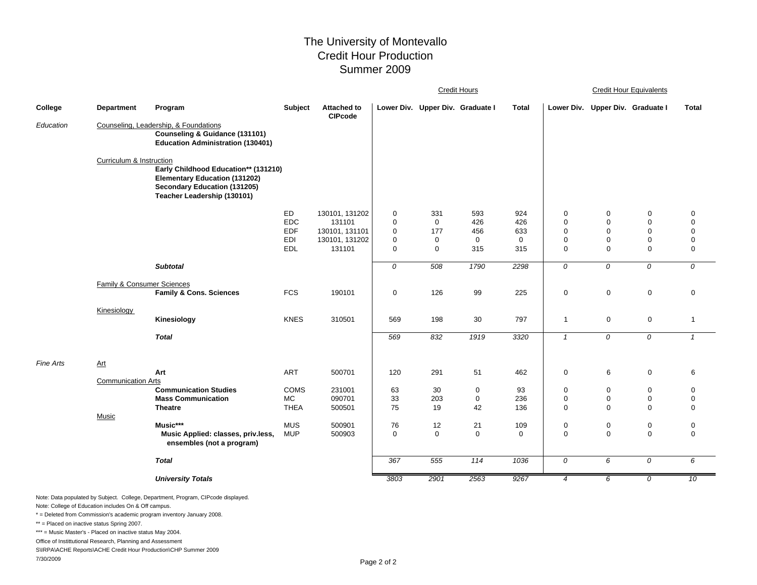# The University of Montevallo
## Credit Hour Production
## Summer 2009

| College | Department | Program | Subject | Attached to CIPcode | Credit Hours | | | | Credit Hour Equivalents | | | |
|---|---|---|---|---|---|---|---|---|---|---|---|---|
| | | | | | Lower Div. | Upper Div. | Graduate I | Total | Lower Div. | Upper Div. | Graduate I | Total |
| *Education* | Counseling, Leadership, & Foundations | | | | | | | | | | | |
| | | **Counseling & Guidance (131101)** | | | | | | | | | | |
| | | **Education Administration (130401)** | | | | | | | | | | |
| | Curriculum & Instruction | | | | | | | | | | | |
| | | **Early Childhood Education** (131210)** | | | | | | | | | | |
| | | **Elementary Education (131202)** | | | | | | | | | | |
| | | **Secondary Education (131205)** | | | | | | | | | | |
| | | **Teacher Leadership (130101)** | | | | | | | | | | |
| | | | ED | 130101, 131202 | 0 | 331 | 593 | 924 | 0 | 0 | 0 | 0 |
| | | | EDC | 131101 | 0 | 0 | 426 | 426 | 0 | 0 | 0 | 0 |
| | | | EDF | 130101, 131101 | 0 | 177 | 456 | 633 | 0 | 0 | 0 | 0 |
| | | | EDI | 130101, 131202 | 0 | 0 | 0 | 0 | 0 | 0 | 0 | 0 |
| | | | EDL | 131101 | 0 | 0 | 315 | 315 | 0 | 0 | 0 | 0 |
| | | ***Subtotal*** | | | *0* | *508* | *1790* | *2298* | *0* | *0* | *0* | *0* |
| | Family & Consumer Sciences | | | | | | | | | | | |
| | | **Family & Cons. Sciences** | FCS | 190101 | 0 | 126 | 99 | 225 | 0 | 0 | 0 | 0 |
| | Kinesiology | | | | | | | | | | | |
| | | **Kinesiology** | KNES | 310501 | 569 | 198 | 30 | 797 | 1 | 0 | 0 | 1 |
| | | ***Total*** | | | *569* | *832* | *1919* | *3320* | *1* | *0* | *0* | *1* |
| *Fine Arts* | Art | | | | | | | | | | | |
| | | **Art** | ART | 500701 | 120 | 291 | 51 | 462 | 0 | 6 | 0 | 6 |
| | Communication Arts | | | | | | | | | | | |
| | | **Communication Studies** | COMS | 231001 | 63 | 30 | 0 | 93 | 0 | 0 | 0 | 0 |
| | | **Mass Communication** | MC | 090701 | 33 | 203 | 0 | 236 | 0 | 0 | 0 | 0 |
| | | **Theatre** | THEA | 500501 | 75 | 19 | 42 | 136 | 0 | 0 | 0 | 0 |
| | Music | | | | | | | | | | | |
| | | **Music***** | MUS | 500901 | 76 | 12 | 21 | 109 | 0 | 0 | 0 | 0 |
| | | **Music Applied: classes, priv.less, ensembles (not a program)** | MUP | 500903 | 0 | 0 | 0 | 0 | 0 | 0 | 0 | 0 |
| | | ***Total*** | | | *367* | *555* | *114* | *1036* | *0* | *6* | *0* | *6* |
| | | ***University Totals*** | | | *3803* | *2901* | *2563* | *9267* | *4* | *6* | *0* | *10* |

Note: Data populated by Subject. College, Department, Program, CIPcode displayed.

Note: College of Education includes On & Off campus.

* = Deleted from Commission's academic program inventory January 2008.

** = Placed on inactive status Spring 2007.

*** = Music Master's - Placed on inactive status May 2004.

Office of Instittutional Research, Planning and Assessment

S\IRPA\ACHE Reports\ACHE Credit Hour Production\CHP Summer 2009

7/30/2009